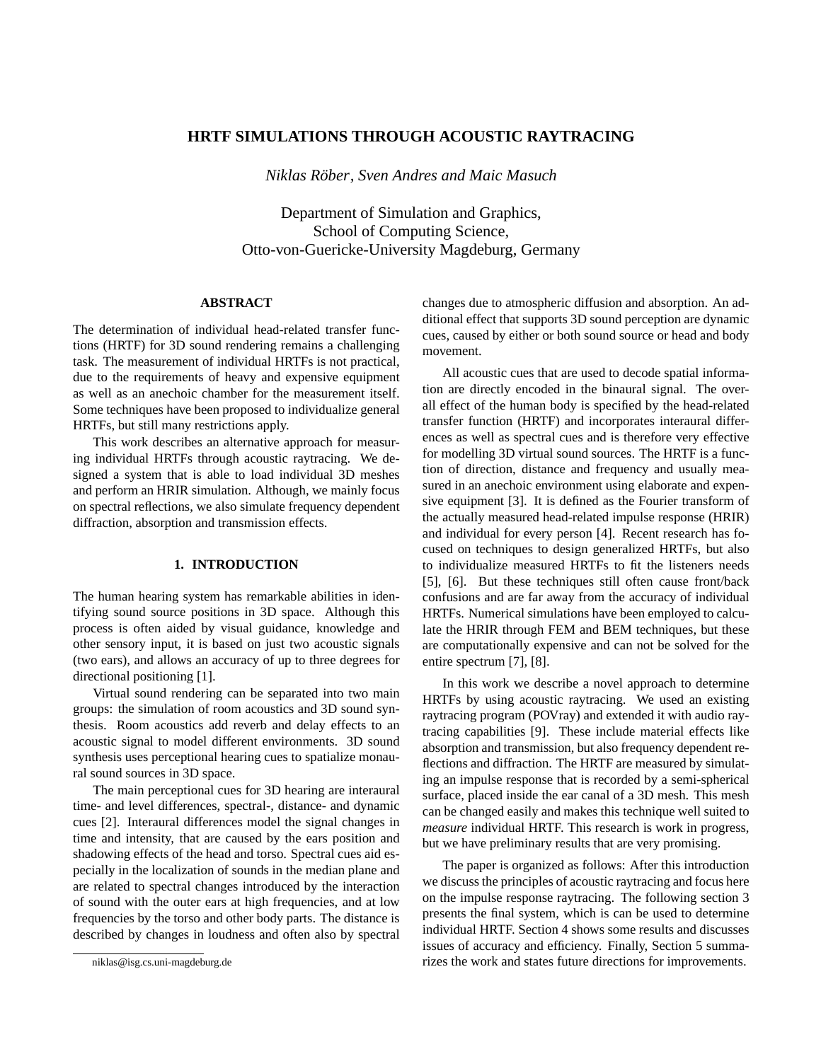# HRTF SIMULATIONS THROUGH ACOUSTIC RAYTRACING

*Niklas Röber, Sven Andres and Maic Masuch*

Department of Simulation and Graphics,
School of Computing Science,
Otto-von-Guericke-University Magdeburg, Germany

## ABSTRACT

The determination of individual head-related transfer functions (HRTF) for 3D sound rendering remains a challenging task. The measurement of individual HRTFs is not practical, due to the requirements of heavy and expensive equipment as well as an anechoic chamber for the measurement itself. Some techniques have been proposed to individualize general HRTFs, but still many restrictions apply.

This work describes an alternative approach for measuring individual HRTFs through acoustic raytracing. We designed a system that is able to load individual 3D meshes and perform an HRIR simulation. Although, we mainly focus on spectral reflections, we also simulate frequency dependent diffraction, absorption and transmission effects.

## 1. INTRODUCTION

The human hearing system has remarkable abilities in identifying sound source positions in 3D space. Although this process is often aided by visual guidance, knowledge and other sensory input, it is based on just two acoustic signals (two ears), and allows an accuracy of up to three degrees for directional positioning [1].

Virtual sound rendering can be separated into two main groups: the simulation of room acoustics and 3D sound synthesis. Room acoustics add reverb and delay effects to an acoustic signal to model different environments. 3D sound synthesis uses perceptional hearing cues to spatialize monaural sound sources in 3D space.

The main perceptional cues for 3D hearing are interaural time- and level differences, spectral-, distance- and dynamic cues [2]. Interaural differences model the signal changes in time and intensity, that are caused by the ears position and shadowing effects of the head and torso. Spectral cues aid especially in the localization of sounds in the median plane and are related to spectral changes introduced by the interaction of sound with the outer ears at high frequencies, and at low frequencies by the torso and other body parts. The distance is described by changes in loudness and often also by spectral changes due to atmospheric diffusion and absorption. An additional effect that supports 3D sound perception are dynamic cues, caused by either or both sound source or head and body movement.

All acoustic cues that are used to decode spatial information are directly encoded in the binaural signal. The overall effect of the human body is specified by the head-related transfer function (HRTF) and incorporates interaural differences as well as spectral cues and is therefore very effective for modelling 3D virtual sound sources. The HRTF is a function of direction, distance and frequency and usually measured in an anechoic environment using elaborate and expensive equipment [3]. It is defined as the Fourier transform of the actually measured head-related impulse response (HRIR) and individual for every person [4]. Recent research has focused on techniques to design generalized HRTFs, but also to individualize measured HRTFs to fit the listeners needs [5], [6]. But these techniques still often cause front/back confusions and are far away from the accuracy of individual HRTFs. Numerical simulations have been employed to calculate the HRIR through FEM and BEM techniques, but these are computationally expensive and can not be solved for the entire spectrum [7], [8].

In this work we describe a novel approach to determine HRTFs by using acoustic raytracing. We used an existing raytracing program (POVray) and extended it with audio raytracing capabilities [9]. These include material effects like absorption and transmission, but also frequency dependent reflections and diffraction. The HRTF are measured by simulating an impulse response that is recorded by a semi-spherical surface, placed inside the ear canal of a 3D mesh. This mesh can be changed easily and makes this technique well suited to *measure* individual HRTF. This research is work in progress, but we have preliminary results that are very promising.

The paper is organized as follows: After this introduction we discuss the principles of acoustic raytracing and focus here on the impulse response raytracing. The following section 3 presents the final system, which is can be used to determine individual HRTF. Section 4 shows some results and discusses issues of accuracy and efficiency. Finally, Section 5 summarizes the work and states future directions for improvements.

niklas@isg.cs.uni-magdeburg.de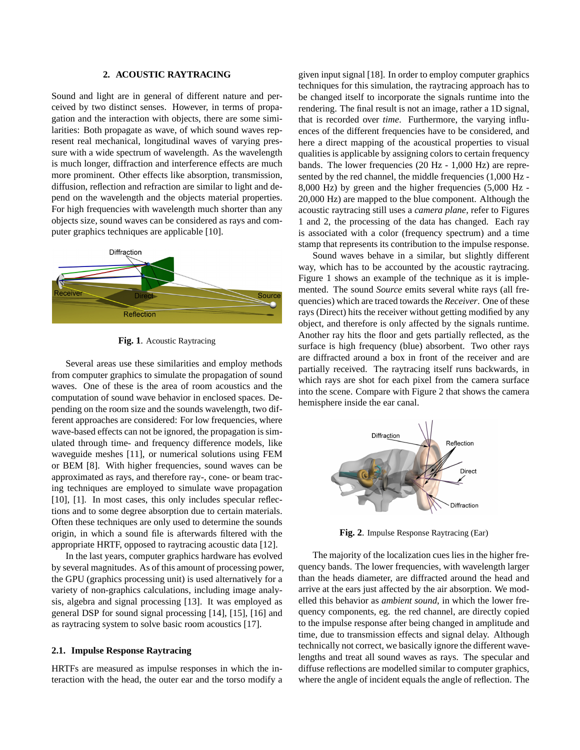## 2. ACOUSTIC RAYTRACING

Sound and light are in general of different nature and perceived by two distinct senses. However, in terms of propagation and the interaction with objects, there are some similarities: Both propagate as wave, of which sound waves represent real mechanical, longitudinal waves of varying pressure with a wide spectrum of wavelength. As the wavelength is much longer, diffraction and interference effects are much more prominent. Other effects like absorption, transmission, diffusion, reflection and refraction are similar to light and depend on the wavelength and the objects material properties. For high frequencies with wavelength much shorter than any objects size, sound waves can be considered as rays and computer graphics techniques are applicable [10].

Diffraction
Receiver
Direct
Source
Reflection

**Fig. 1**. Acoustic Raytracing

Several areas use these similarities and employ methods from computer graphics to simulate the propagation of sound waves. One of these is the area of room acoustics and the computation of sound wave behavior in enclosed spaces. Depending on the room size and the sounds wavelength, two different approaches are considered: For low frequencies, where wave-based effects can not be ignored, the propagation is simulated through time- and frequency difference models, like waveguide meshes [11], or numerical solutions using FEM or BEM [8]. With higher frequencies, sound waves can be approximated as rays, and therefore ray-, cone- or beam tracing techniques are employed to simulate wave propagation [10], [1]. In most cases, this only includes specular reflections and to some degree absorption due to certain materials. Often these techniques are only used to determine the sounds origin, in which a sound file is afterwards filtered with the appropriate HRTF, opposed to raytracing acoustic data [12].

In the last years, computer graphics hardware has evolved by several magnitudes. As of this amount of processing power, the GPU (graphics processing unit) is used alternatively for a variety of non-graphics calculations, including image analysis, algebra and signal processing [13]. It was employed as general DSP for sound signal processing [14], [15], [16] and as raytracing system to solve basic room acoustics [17].

### 2.1. Impulse Response Raytracing

HRTFs are measured as impulse responses in which the interaction with the head, the outer ear and the torso modify a given input signal [18]. In order to employ computer graphics techniques for this simulation, the raytracing approach has to be changed itself to incorporate the signals runtime into the rendering. The final result is not an image, rather a 1D signal, that is recorded over *time*. Furthermore, the varying influences of the different frequencies have to be considered, and here a direct mapping of the acoustical properties to visual qualities is applicable by assigning colors to certain frequency bands. The lower frequencies (20 Hz - 1,000 Hz) are represented by the red channel, the middle frequencies (1,000 Hz - 8,000 Hz) by green and the higher frequencies (5,000 Hz - 20,000 Hz) are mapped to the blue component. Although the acoustic raytracing still uses a *camera plane*, refer to Figures 1 and 2, the processing of the data has changed. Each ray is associated with a color (frequency spectrum) and a time stamp that represents its contribution to the impulse response.

Sound waves behave in a similar, but slightly different way, which has to be accounted by the acoustic raytracing. Figure 1 shows an example of the technique as it is implemented. The sound *Source* emits several white rays (all frequencies) which are traced towards the *Receiver*. One of these rays (Direct) hits the receiver without getting modified by any object, and therefore is only affected by the signals runtime. Another ray hits the floor and gets partially reflected, as the surface is high frequency (blue) absorbent. Two other rays are diffracted around a box in front of the receiver and are partially received. The raytracing itself runs backwards, in which rays are shot for each pixel from the camera surface into the scene. Compare with Figure 2 that shows the camera hemisphere inside the ear canal.

Diffraction
Reflection
Direct
Diffraction

**Fig. 2**. Impulse Response Raytracing (Ear)

The majority of the localization cues lies in the higher frequency bands. The lower frequencies, with wavelength larger than the heads diameter, are diffracted around the head and arrive at the ears just affected by the air absorption. We modelled this behavior as *ambient sound*, in which the lower frequency components, eg. the red channel, are directly copied to the impulse response after being changed in amplitude and time, due to transmission effects and signal delay. Although technically not correct, we basically ignore the different wavelengths and treat all sound waves as rays. The specular and diffuse reflections are modelled similar to computer graphics, where the angle of incident equals the angle of reflection. The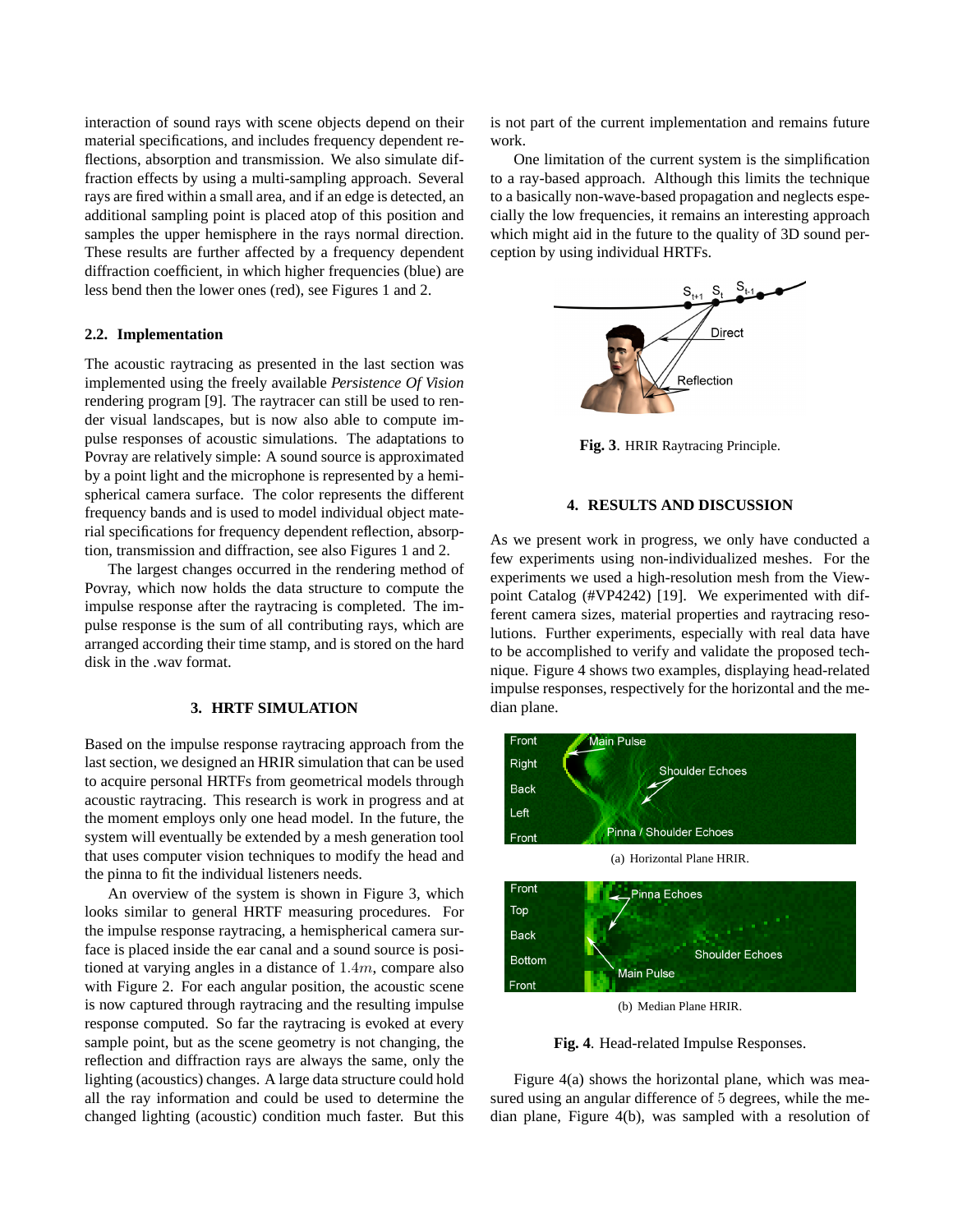interaction of sound rays with scene objects depend on their material specifications, and includes frequency dependent reflections, absorption and transmission. We also simulate diffraction effects by using a multi-sampling approach. Several rays are fired within a small area, and if an edge is detected, an additional sampling point is placed atop of this position and samples the upper hemisphere in the rays normal direction. These results are further affected by a frequency dependent diffraction coefficient, in which higher frequencies (blue) are less bend then the lower ones (red), see Figures 1 and 2.

### 2.2. Implementation

The acoustic raytracing as presented in the last section was implemented using the freely available *Persistence Of Vision* rendering program [9]. The raytracer can still be used to render visual landscapes, but is now also able to compute impulse responses of acoustic simulations. The adaptations to Povray are relatively simple: A sound source is approximated by a point light and the microphone is represented by a hemispherical camera surface. The color represents the different frequency bands and is used to model individual object material specifications for frequency dependent reflection, absorption, transmission and diffraction, see also Figures 1 and 2.

The largest changes occurred in the rendering method of Povray, which now holds the data structure to compute the impulse response after the raytracing is completed. The impulse response is the sum of all contributing rays, which are arranged according their time stamp, and is stored on the hard disk in the .wav format.

## 3. HRTF SIMULATION

Based on the impulse response raytracing approach from the last section, we designed an HRIR simulation that can be used to acquire personal HRTFs from geometrical models through acoustic raytracing. This research is work in progress and at the moment employs only one head model. In the future, the system will eventually be extended by a mesh generation tool that uses computer vision techniques to modify the head and the pinna to fit the individual listeners needs.

An overview of the system is shown in Figure 3, which looks similar to general HRTF measuring procedures. For the impulse response raytracing, a hemispherical camera surface is placed inside the ear canal and a sound source is positioned at varying angles in a distance of $1.4m$, compare also with Figure 2. For each angular position, the acoustic scene is now captured through raytracing and the resulting impulse response computed. So far the raytracing is evoked at every sample point, but as the scene geometry is not changing, the reflection and diffraction rays are always the same, only the lighting (acoustics) changes. A large data structure could hold all the ray information and could be used to determine the changed lighting (acoustic) condition much faster. But this is not part of the current implementation and remains future work.

One limitation of the current system is the simplification to a ray-based approach. Although this limits the technique to a basically non-wave-based propagation and neglects especially the low frequencies, it remains an interesting approach which might aid in the future to the quality of 3D sound perception by using individual HRTFs.

$S_{t+1}$ $S_t$ $S_{t-1}$

Direct

Reflection

**Fig. 3**. HRIR Raytracing Principle.

## 4. RESULTS AND DISCUSSION

As we present work in progress, we only have conducted a few experiments using non-individualized meshes. For the experiments we used a high-resolution mesh from the Viewpoint Catalog (#VP4242) [19]. We experimented with different camera sizes, material properties and raytracing resolutions. Further experiments, especially with real data have to be accomplished to verify and validate the proposed technique. Figure 4 shows two examples, displaying head-related impulse responses, respectively for the horizontal and the median plane.

Front
Right
Back
Left
Front
Main Pulse
Shoulder Echoes
Pinna / Shoulder Echoes

(a) Horizontal Plane HRIR.

Front
Top
Back
Bottom
Front
Pinna Echoes
Shoulder Echoes
Main Pulse

(b) Median Plane HRIR.

**Fig. 4**. Head-related Impulse Responses.

Figure 4(a) shows the horizontal plane, which was measured using an angular difference of $5$ degrees, while the median plane, Figure 4(b), was sampled with a resolution of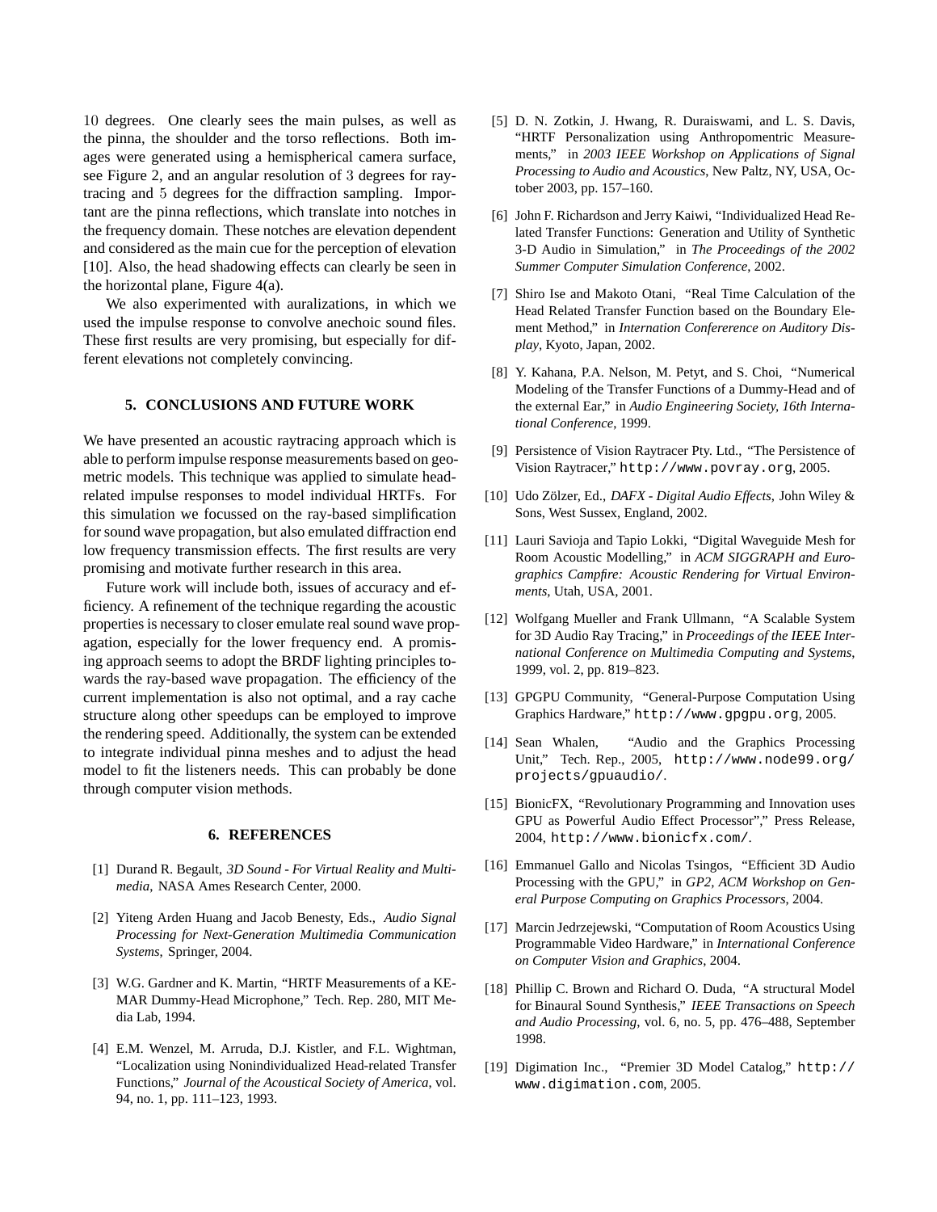10 degrees. One clearly sees the main pulses, as well as the pinna, the shoulder and the torso reflections. Both images were generated using a hemispherical camera surface, see Figure 2, and an angular resolution of 3 degrees for raytracing and 5 degrees for the diffraction sampling. Important are the pinna reflections, which translate into notches in the frequency domain. These notches are elevation dependent and considered as the main cue for the perception of elevation [10]. Also, the head shadowing effects can clearly be seen in the horizontal plane, Figure 4(a).

We also experimented with auralizations, in which we used the impulse response to convolve anechoic sound files. These first results are very promising, but especially for different elevations not completely convincing.

## 5. CONCLUSIONS AND FUTURE WORK

We have presented an acoustic raytracing approach which is able to perform impulse response measurements based on geometric models. This technique was applied to simulate head-related impulse responses to model individual HRTFs. For this simulation we focussed on the ray-based simplification for sound wave propagation, but also emulated diffraction end low frequency transmission effects. The first results are very promising and motivate further research in this area.

Future work will include both, issues of accuracy and efficiency. A refinement of the technique regarding the acoustic properties is necessary to closer emulate real sound wave propagation, especially for the lower frequency end. A promising approach seems to adopt the BRDF lighting principles towards the ray-based wave propagation. The efficiency of the current implementation is also not optimal, and a ray cache structure along other speedups can be employed to improve the rendering speed. Additionally, the system can be extended to integrate individual pinna meshes and to adjust the head model to fit the listeners needs. This can probably be done through computer vision methods.

## 6. REFERENCES

[1] Durand R. Begault, *3D Sound - For Virtual Reality and Multimedia*, NASA Ames Research Center, 2000.

[2] Yiteng Arden Huang and Jacob Benesty, Eds., *Audio Signal Processing for Next-Generation Multimedia Communication Systems*, Springer, 2004.

[3] W.G. Gardner and K. Martin, "HRTF Measurements of a KEMAR Dummy-Head Microphone," Tech. Rep. 280, MIT Media Lab, 1994.

[4] E.M. Wenzel, M. Arruda, D.J. Kistler, and F.L. Wightman, "Localization using Nonindividualized Head-related Transfer Functions," *Journal of the Acoustical Society of America*, vol. 94, no. 1, pp. 111–123, 1993.

[5] D. N. Zotkin, J. Hwang, R. Duraiswami, and L. S. Davis, "HRTF Personalization using Anthropomentric Measurements," in *2003 IEEE Workshop on Applications of Signal Processing to Audio and Acoustics*, New Paltz, NY, USA, October 2003, pp. 157–160.

[6] John F. Richardson and Jerry Kaiwi, "Individualized Head Related Transfer Functions: Generation and Utility of Synthetic 3-D Audio in Simulation," in *The Proceedings of the 2002 Summer Computer Simulation Conference*, 2002.

[7] Shiro Ise and Makoto Otani, "Real Time Calculation of the Head Related Transfer Function based on the Boundary Element Method," in *Internation Confererence on Auditory Display*, Kyoto, Japan, 2002.

[8] Y. Kahana, P.A. Nelson, M. Petyt, and S. Choi, "Numerical Modeling of the Transfer Functions of a Dummy-Head and of the external Ear," in *Audio Engineering Society, 16th International Conference*, 1999.

[9] Persistence of Vision Raytracer Pty. Ltd., "The Persistence of Vision Raytracer," http://www.povray.org, 2005.

[10] Udo Zölzer, Ed., *DAFX - Digital Audio Effects*, John Wiley & Sons, West Sussex, England, 2002.

[11] Lauri Savioja and Tapio Lokki, "Digital Waveguide Mesh for Room Acoustic Modelling," in *ACM SIGGRAPH and Eurographics Campfire: Acoustic Rendering for Virtual Environments*, Utah, USA, 2001.

[12] Wolfgang Mueller and Frank Ullmann, "A Scalable System for 3D Audio Ray Tracing," in *Proceedings of the IEEE International Conference on Multimedia Computing and Systems*, 1999, vol. 2, pp. 819–823.

[13] GPGPU Community, "General-Purpose Computation Using Graphics Hardware," http://www.gpgpu.org, 2005.

[14] Sean Whalen, "Audio and the Graphics Processing Unit," Tech. Rep., 2005, http://www.node99.org/projects/gpuaudio/.

[15] BionicFX, "Revolutionary Programming and Innovation uses GPU as Powerful Audio Effect Processor"," Press Release, 2004, http://www.bionicfx.com/.

[16] Emmanuel Gallo and Nicolas Tsingos, "Efficient 3D Audio Processing with the GPU," in *GP2, ACM Workshop on General Purpose Computing on Graphics Processors*, 2004.

[17] Marcin Jedrzejewski, "Computation of Room Acoustics Using Programmable Video Hardware," in *International Conference on Computer Vision and Graphics*, 2004.

[18] Phillip C. Brown and Richard O. Duda, "A structural Model for Binaural Sound Synthesis," *IEEE Transactions on Speech and Audio Processing*, vol. 6, no. 5, pp. 476–488, September 1998.

[19] Digimation Inc., "Premier 3D Model Catalog," http://www.digimation.com, 2005.